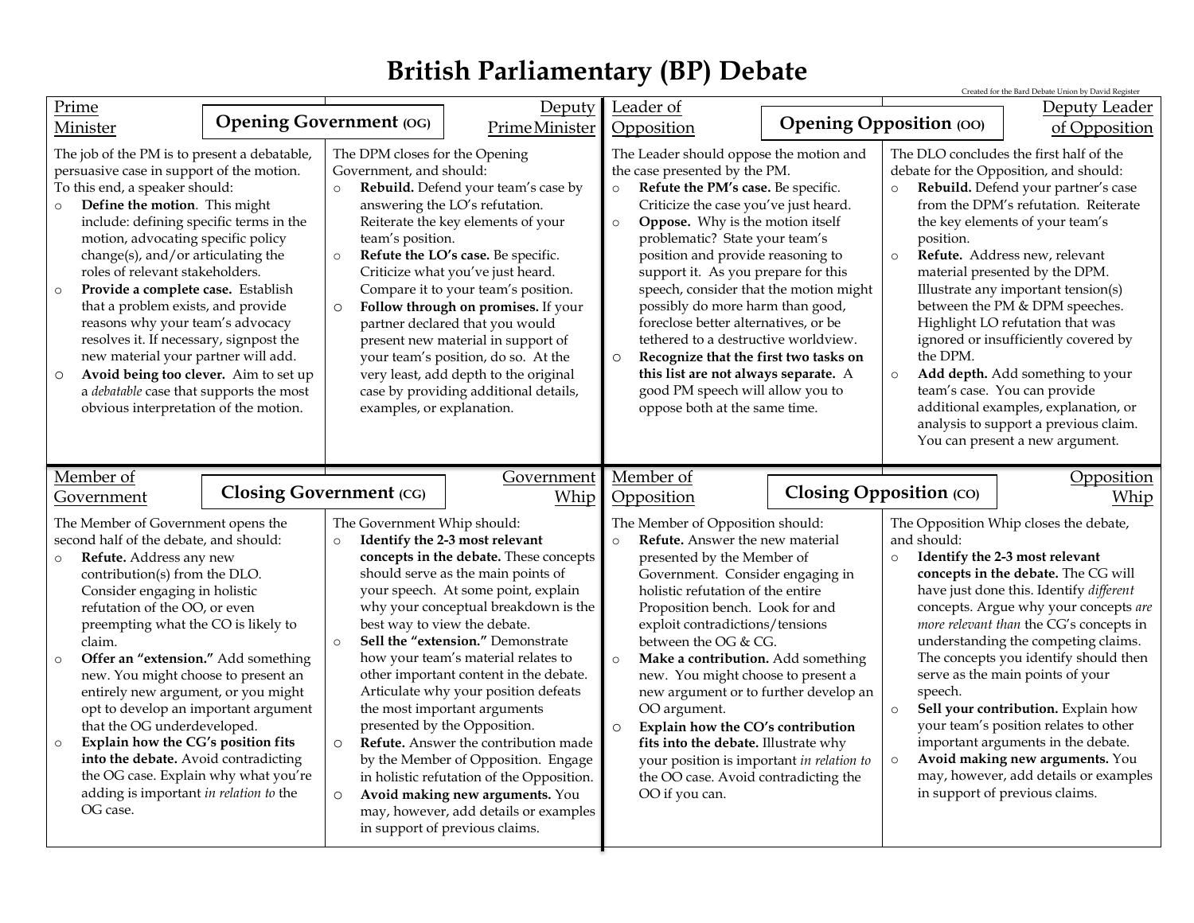# British Parliamentary (BP) Debate

Created for the Bard Debate Union by David Register

## Opening Government (OG)

### Prime Minister

The job of the PM is to present a debatable, persuasive case in support of the motion. To this end, a speaker should:

- **Define the motion**. This might include: defining specific terms in the motion, advocating specific policy change(s), and/or articulating the roles of relevant stakeholders.
- **Provide a complete case.** Establish that a problem exists, and provide reasons why your team's advocacy resolves it. If necessary, signpost the new material your partner will add.
- **Avoid being too clever.** Aim to set up a *debatable* case that supports the most obvious interpretation of the motion.

### Deputy Prime Minister

The DPM closes for the Opening Government, and should:

- **Rebuild.** Defend your team's case by answering the LO's refutation. Reiterate the key elements of your team's position.
- **Refute the LO's case.** Be specific. Criticize what you've just heard. Compare it to your team's position.
- **Follow through on promises.** If your partner declared that you would present new material in support of your team's position, do so. At the very least, add depth to the original case by providing additional details, examples, or explanation.

## Opening Opposition (OO)

### Leader of Opposition

The Leader should oppose the motion and the case presented by the PM.

- **Refute the PM's case.** Be specific. Criticize the case you've just heard.
- **Oppose.** Why is the motion itself problematic? State your team's position and provide reasoning to support it. As you prepare for this speech, consider that the motion might possibly do more harm than good, foreclose better alternatives, or be tethered to a destructive worldview.
- **Recognize that the first two tasks on this list are not always separate.** A good PM speech will allow you to oppose both at the same time.

### Deputy Leader of Opposition

The DLO concludes the first half of the debate for the Opposition, and should:

- **Rebuild.** Defend your partner's case from the DPM's refutation. Reiterate the key elements of your team's position.
- **Refute.** Address new, relevant material presented by the DPM. Illustrate any important tension(s) between the PM & DPM speeches. Highlight LO refutation that was ignored or insufficiently covered by the DPM.
- **Add depth.** Add something to your team's case. You can provide additional examples, explanation, or analysis to support a previous claim. You can present a new argument.

## Closing Government (CG)

### Member of Government

The Member of Government opens the second half of the debate, and should:

- **Refute.** Address any new contribution(s) from the DLO. Consider engaging in holistic refutation of the OO, or even preempting what the CO is likely to claim.
- **Offer an "extension."** Add something new. You might choose to present an entirely new argument, or you might opt to develop an important argument that the OG underdeveloped.
- **Explain how the CG's position fits into the debate.** Avoid contradicting the OG case. Explain why what you're adding is important *in relation to* the OG case.

### Government Whip

The Government Whip should:

- **Identify the 2-3 most relevant concepts in the debate.** These concepts should serve as the main points of your speech. At some point, explain why your conceptual breakdown is the best way to view the debate.
- **Sell the "extension."** Demonstrate how your team's material relates to other important content in the debate. Articulate why your position defeats the most important arguments presented by the Opposition.
- **Refute.** Answer the contribution made by the Member of Opposition. Engage in holistic refutation of the Opposition.
- **Avoid making new arguments.** You may, however, add details or examples in support of previous claims.

## Closing Opposition (CO)

### Member of Opposition

The Member of Opposition should:

- **Refute.** Answer the new material presented by the Member of Government. Consider engaging in holistic refutation of the entire Proposition bench. Look for and exploit contradictions/tensions between the OG & CG.
- **Make a contribution.** Add something new. You might choose to present a new argument or to further develop an OO argument.
- **Explain how the CO's contribution fits into the debate.** Illustrate why your position is important *in relation to* the OO case. Avoid contradicting the OO if you can.

### Opposition Whip

The Opposition Whip closes the debate, and should:

- **Identify the 2-3 most relevant concepts in the debate.** The CG will have just done this. Identify *different* concepts. Argue why your concepts *are more relevant than* the CG's concepts in understanding the competing claims. The concepts you identify should then serve as the main points of your speech.
- **Sell your contribution.** Explain how your team's position relates to other important arguments in the debate.
- **Avoid making new arguments.** You may, however, add details or examples in support of previous claims.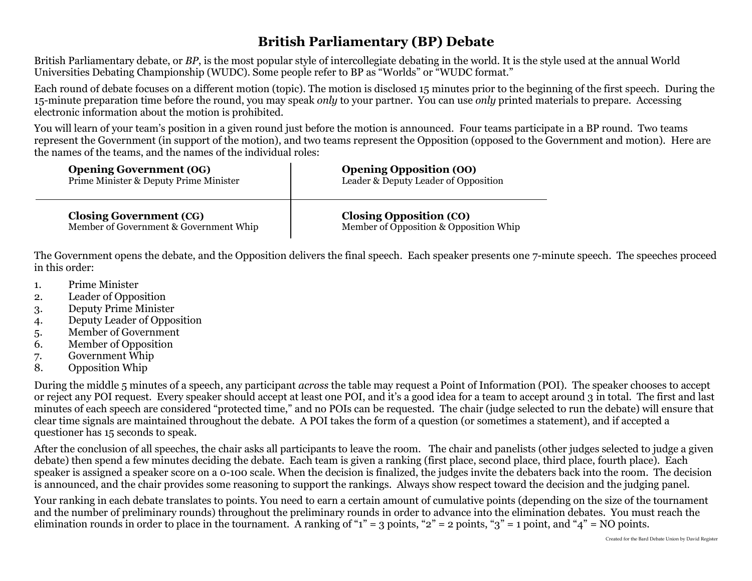# British Parliamentary (BP) Debate

British Parliamentary debate, or *BP*, is the most popular style of intercollegiate debating in the world. It is the style used at the annual World Universities Debating Championship (WUDC). Some people refer to BP as "Worlds" or "WUDC format."

Each round of debate focuses on a different motion (topic). The motion is disclosed 15 minutes prior to the beginning of the first speech. During the 15-minute preparation time before the round, you may speak *only* to your partner. You can use *only* printed materials to prepare. Accessing electronic information about the motion is prohibited.

You will learn of your team's position in a given round just before the motion is announced. Four teams participate in a BP round. Two teams represent the Government (in support of the motion), and two teams represent the Opposition (opposed to the Government and motion). Here are the names of the teams, and the names of the individual roles:

| | |
|---|---|
| **Opening Government (OG)**<br>Prime Minister & Deputy Prime Minister | **Opening Opposition (OO)**<br>Leader & Deputy Leader of Opposition |
| **Closing Government (CG)**<br>Member of Government & Government Whip | **Closing Opposition (CO)**<br>Member of Opposition & Opposition Whip |

The Government opens the debate, and the Opposition delivers the final speech. Each speaker presents one 7-minute speech. The speeches proceed in this order:

1. Prime Minister
2. Leader of Opposition
3. Deputy Prime Minister
4. Deputy Leader of Opposition
5. Member of Government
6. Member of Opposition
7. Government Whip
8. Opposition Whip

During the middle 5 minutes of a speech, any participant *across* the table may request a Point of Information (POI). The speaker chooses to accept or reject any POI request. Every speaker should accept at least one POI, and it's a good idea for a team to accept around 3 in total. The first and last minutes of each speech are considered "protected time," and no POIs can be requested. The chair (judge selected to run the debate) will ensure that clear time signals are maintained throughout the debate. A POI takes the form of a question (or sometimes a statement), and if accepted a questioner has 15 seconds to speak.

After the conclusion of all speeches, the chair asks all participants to leave the room. The chair and panelists (other judges selected to judge a given debate) then spend a few minutes deciding the debate. Each team is given a ranking (first place, second place, third place, fourth place). Each speaker is assigned a speaker score on a 0-100 scale. When the decision is finalized, the judges invite the debaters back into the room. The decision is announced, and the chair provides some reasoning to support the rankings. Always show respect toward the decision and the judging panel.

Your ranking in each debate translates to points. You need to earn a certain amount of cumulative points (depending on the size of the tournament and the number of preliminary rounds) throughout the preliminary rounds in order to advance into the elimination debates. You must reach the elimination rounds in order to place in the tournament. A ranking of "1" = 3 points, "2" = 2 points, "3" = 1 point, and "4" = NO points.

Created for the Bard Debate Union by David Register